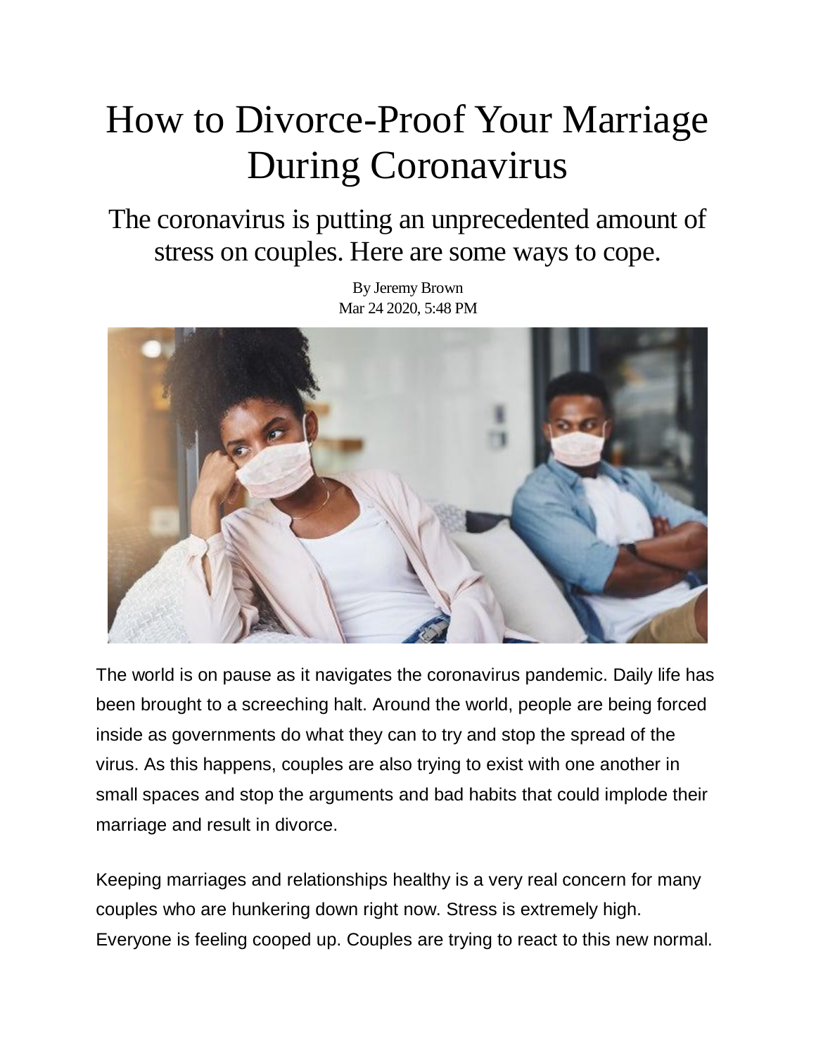# How to Divorce-Proof Your Marriage During Coronavirus

## The coronavirus is putting an unprecedented amount of stress on couples. Here are some ways to cope.

By Jeremy Brown
Mar 24 2020, 5:48 PM

The world is on pause as it navigates the coronavirus pandemic. Daily life has been brought to a screeching halt. Around the world, people are being forced inside as governments do what they can to try and stop the spread of the virus. As this happens, couples are also trying to exist with one another in small spaces and stop the arguments and bad habits that could implode their marriage and result in divorce.

Keeping marriages and relationships healthy is a very real concern for many couples who are hunkering down right now. Stress is extremely high. Everyone is feeling cooped up. Couples are trying to react to this new normal.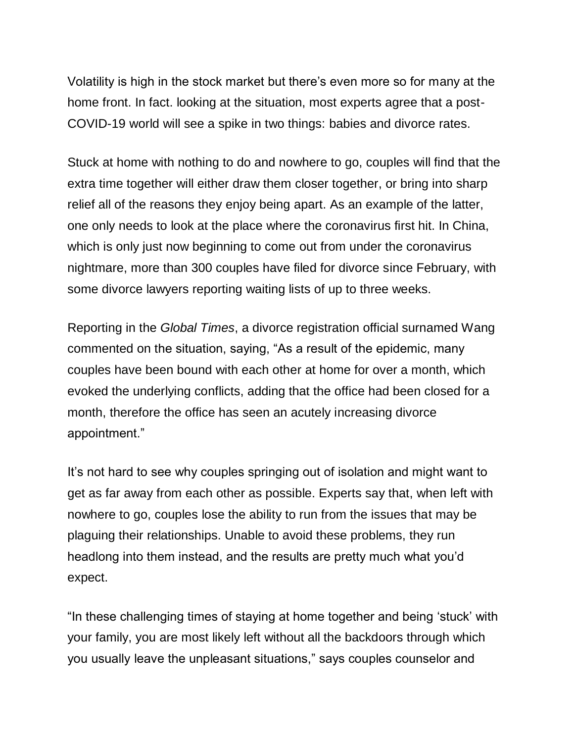Volatility is high in the stock market but there's even more so for many at the home front. In fact. looking at the situation, most experts agree that a post-COVID-19 world will see a spike in two things: babies and divorce rates.

Stuck at home with nothing to do and nowhere to go, couples will find that the extra time together will either draw them closer together, or bring into sharp relief all of the reasons they enjoy being apart. As an example of the latter, one only needs to look at the place where the coronavirus first hit. In China, which is only just now beginning to come out from under the coronavirus nightmare, more than 300 couples have filed for divorce since February, with some divorce lawyers reporting waiting lists of up to three weeks.

Reporting in the *Global Times*, a divorce registration official surnamed Wang commented on the situation, saying, "As a result of the epidemic, many couples have been bound with each other at home for over a month, which evoked the underlying conflicts, adding that the office had been closed for a month, therefore the office has seen an acutely increasing divorce appointment."

It's not hard to see why couples springing out of isolation and might want to get as far away from each other as possible. Experts say that, when left with nowhere to go, couples lose the ability to run from the issues that may be plaguing their relationships. Unable to avoid these problems, they run headlong into them instead, and the results are pretty much what you'd expect.

"In these challenging times of staying at home together and being 'stuck' with your family, you are most likely left without all the backdoors through which you usually leave the unpleasant situations," says couples counselor and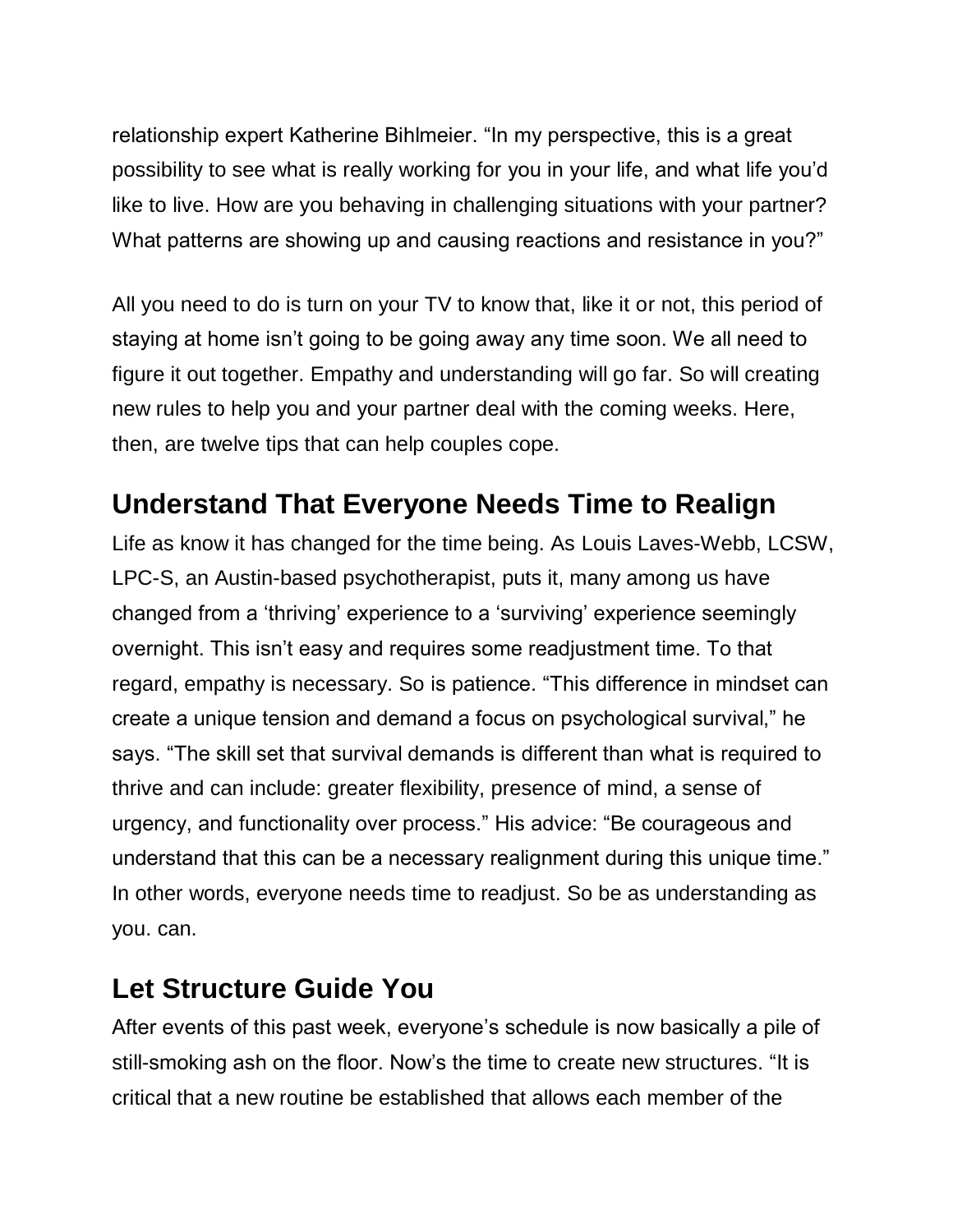relationship expert Katherine Bihlmeier. "In my perspective, this is a great possibility to see what is really working for you in your life, and what life you'd like to live. How are you behaving in challenging situations with your partner? What patterns are showing up and causing reactions and resistance in you?"

All you need to do is turn on your TV to know that, like it or not, this period of staying at home isn't going to be going away any time soon. We all need to figure it out together. Empathy and understanding will go far. So will creating new rules to help you and your partner deal with the coming weeks. Here, then, are twelve tips that can help couples cope.

## Understand That Everyone Needs Time to Realign

Life as know it has changed for the time being. As Louis Laves-Webb, LCSW, LPC-S, an Austin-based psychotherapist, puts it, many among us have changed from a 'thriving' experience to a 'surviving' experience seemingly overnight. This isn't easy and requires some readjustment time. To that regard, empathy is necessary. So is patience. "This difference in mindset can create a unique tension and demand a focus on psychological survival," he says. "The skill set that survival demands is different than what is required to thrive and can include: greater flexibility, presence of mind, a sense of urgency, and functionality over process." His advice: "Be courageous and understand that this can be a necessary realignment during this unique time." In other words, everyone needs time to readjust. So be as understanding as you. can.

## Let Structure Guide You

After events of this past week, everyone's schedule is now basically a pile of still-smoking ash on the floor. Now's the time to create new structures. "It is critical that a new routine be established that allows each member of the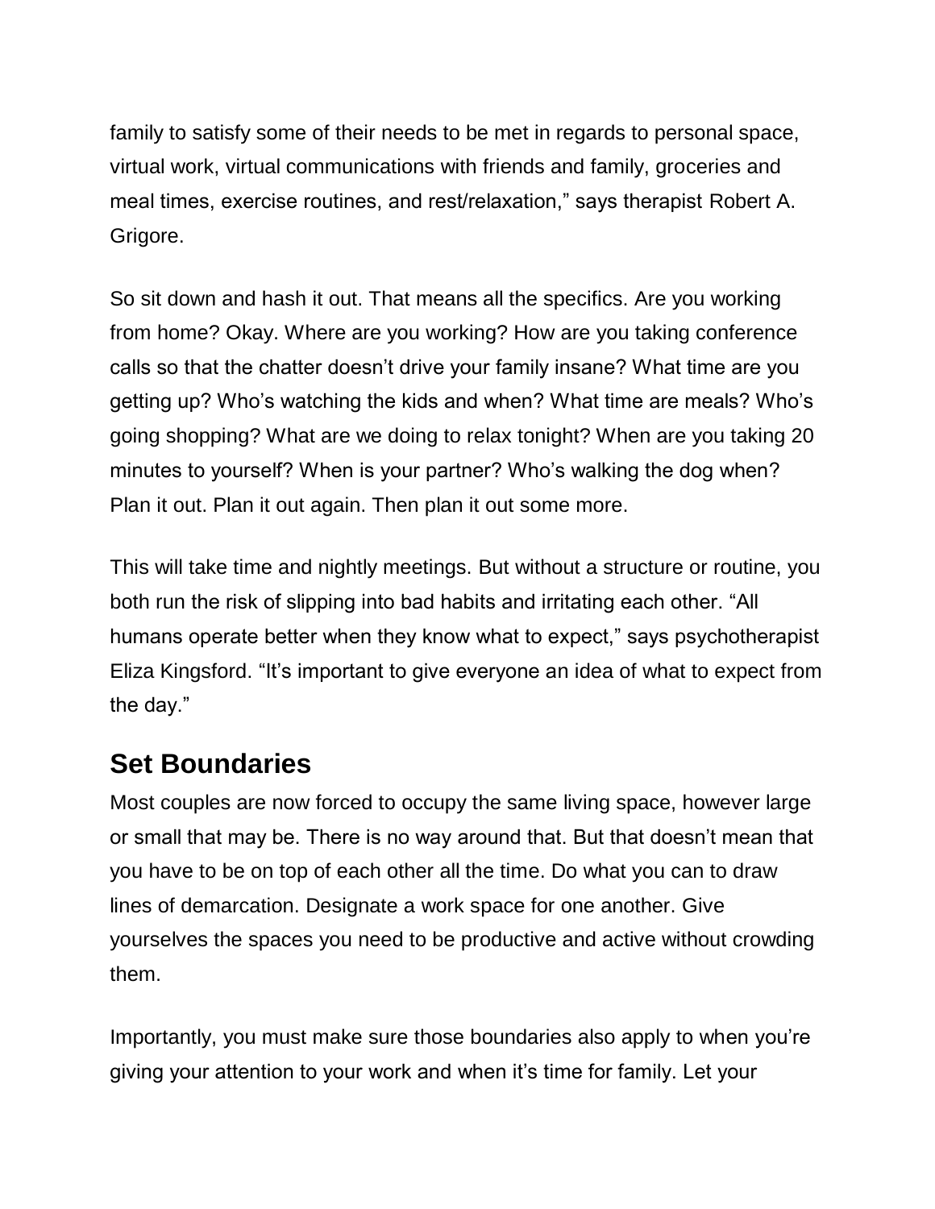family to satisfy some of their needs to be met in regards to personal space, virtual work, virtual communications with friends and family, groceries and meal times, exercise routines, and rest/relaxation," says therapist Robert A. Grigore.

So sit down and hash it out. That means all the specifics. Are you working from home? Okay. Where are you working? How are you taking conference calls so that the chatter doesn't drive your family insane? What time are you getting up? Who's watching the kids and when? What time are meals? Who's going shopping? What are we doing to relax tonight? When are you taking 20 minutes to yourself? When is your partner? Who's walking the dog when? Plan it out. Plan it out again. Then plan it out some more.

This will take time and nightly meetings. But without a structure or routine, you both run the risk of slipping into bad habits and irritating each other. "All humans operate better when they know what to expect," says psychotherapist Eliza Kingsford. "It's important to give everyone an idea of what to expect from the day."

## Set Boundaries

Most couples are now forced to occupy the same living space, however large or small that may be. There is no way around that. But that doesn't mean that you have to be on top of each other all the time. Do what you can to draw lines of demarcation. Designate a work space for one another. Give yourselves the spaces you need to be productive and active without crowding them.

Importantly, you must make sure those boundaries also apply to when you're giving your attention to your work and when it's time for family. Let your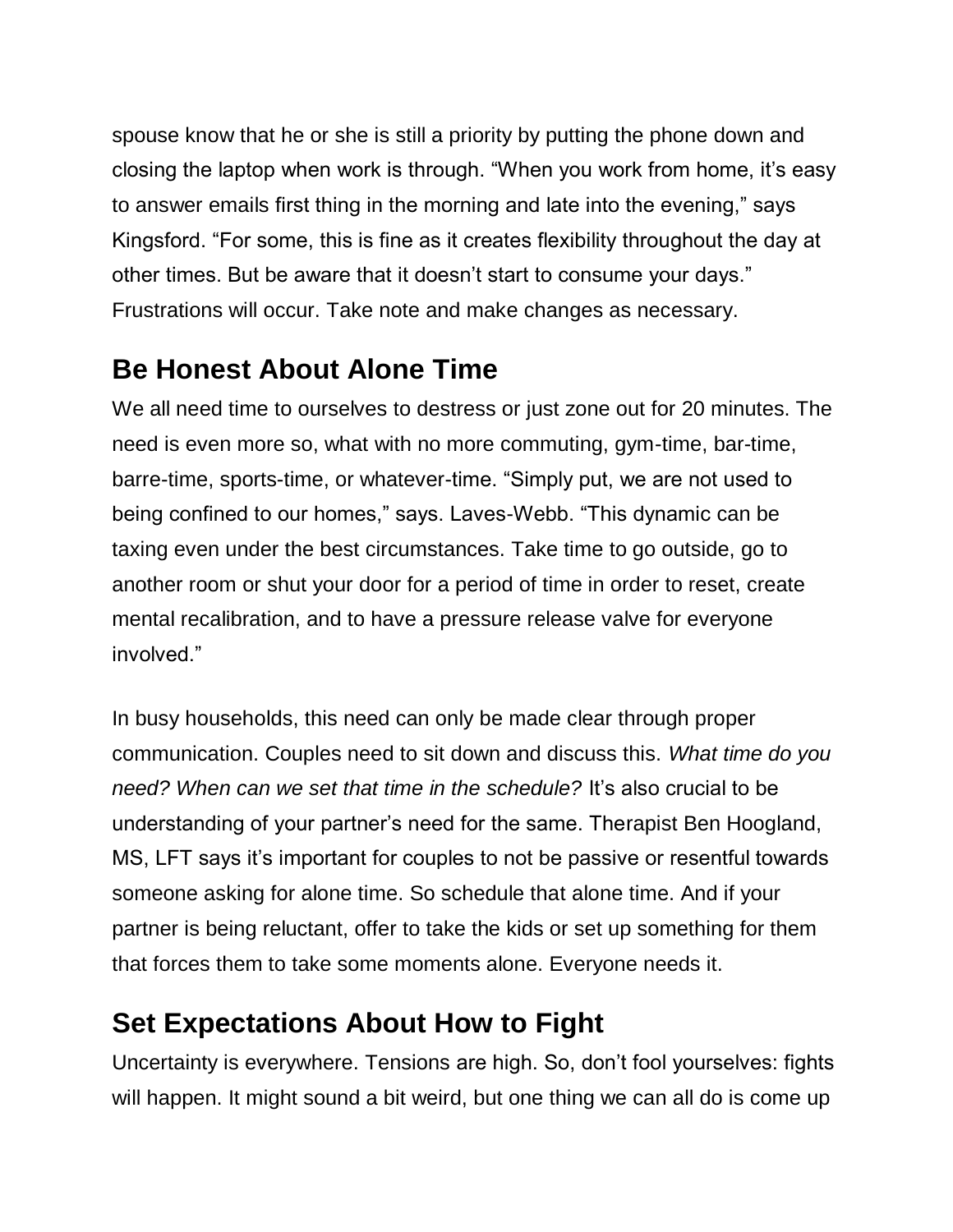spouse know that he or she is still a priority by putting the phone down and closing the laptop when work is through. “When you work from home, it’s easy to answer emails first thing in the morning and late into the evening,” says Kingsford. “For some, this is fine as it creates flexibility throughout the day at other times. But be aware that it doesn’t start to consume your days.” Frustrations will occur. Take note and make changes as necessary.

## Be Honest About Alone Time

We all need time to ourselves to destress or just zone out for 20 minutes. The need is even more so, what with no more commuting, gym-time, bar-time, barre-time, sports-time, or whatever-time. “Simply put, we are not used to being confined to our homes,” says. Laves-Webb. “This dynamic can be taxing even under the best circumstances. Take time to go outside, go to another room or shut your door for a period of time in order to reset, create mental recalibration, and to have a pressure release valve for everyone involved.”

In busy households, this need can only be made clear through proper communication. Couples need to sit down and discuss this. *What time do you need? When can we set that time in the schedule?* It’s also crucial to be understanding of your partner’s need for the same. Therapist Ben Hoogland, MS, LFT says it’s important for couples to not be passive or resentful towards someone asking for alone time. So schedule that alone time. And if your partner is being reluctant, offer to take the kids or set up something for them that forces them to take some moments alone. Everyone needs it.

## Set Expectations About How to Fight

Uncertainty is everywhere. Tensions are high. So, don’t fool yourselves: fights will happen. It might sound a bit weird, but one thing we can all do is come up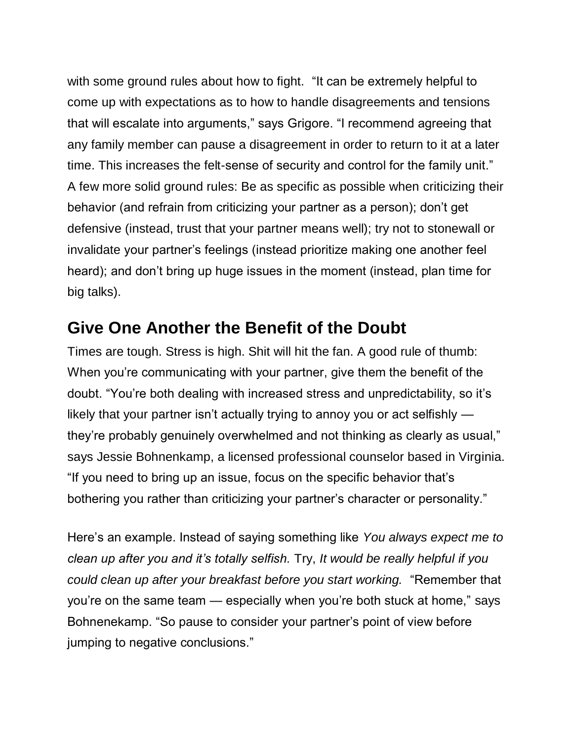with some ground rules about how to fight. “It can be extremely helpful to come up with expectations as to how to handle disagreements and tensions that will escalate into arguments,” says Grigore. “I recommend agreeing that any family member can pause a disagreement in order to return to it at a later time. This increases the felt-sense of security and control for the family unit.” A few more solid ground rules: Be as specific as possible when criticizing their behavior (and refrain from criticizing your partner as a person); don’t get defensive (instead, trust that your partner means well); try not to stonewall or invalidate your partner’s feelings (instead prioritize making one another feel heard); and don’t bring up huge issues in the moment (instead, plan time for big talks).

## Give One Another the Benefit of the Doubt

Times are tough. Stress is high. Shit will hit the fan. A good rule of thumb: When you’re communicating with your partner, give them the benefit of the doubt. “You’re both dealing with increased stress and unpredictability, so it’s likely that your partner isn’t actually trying to annoy you or act selfishly — they’re probably genuinely overwhelmed and not thinking as clearly as usual,” says Jessie Bohnenkamp, a licensed professional counselor based in Virginia. “If you need to bring up an issue, focus on the specific behavior that’s bothering you rather than criticizing your partner’s character or personality.”

Here’s an example. Instead of saying something like *You always expect me to clean up after you and it’s totally selfish.* Try, *It would be really helpful if you could clean up after your breakfast before you start working.* “Remember that you’re on the same team — especially when you’re both stuck at home,” says Bohnenekamp. “So pause to consider your partner’s point of view before jumping to negative conclusions.”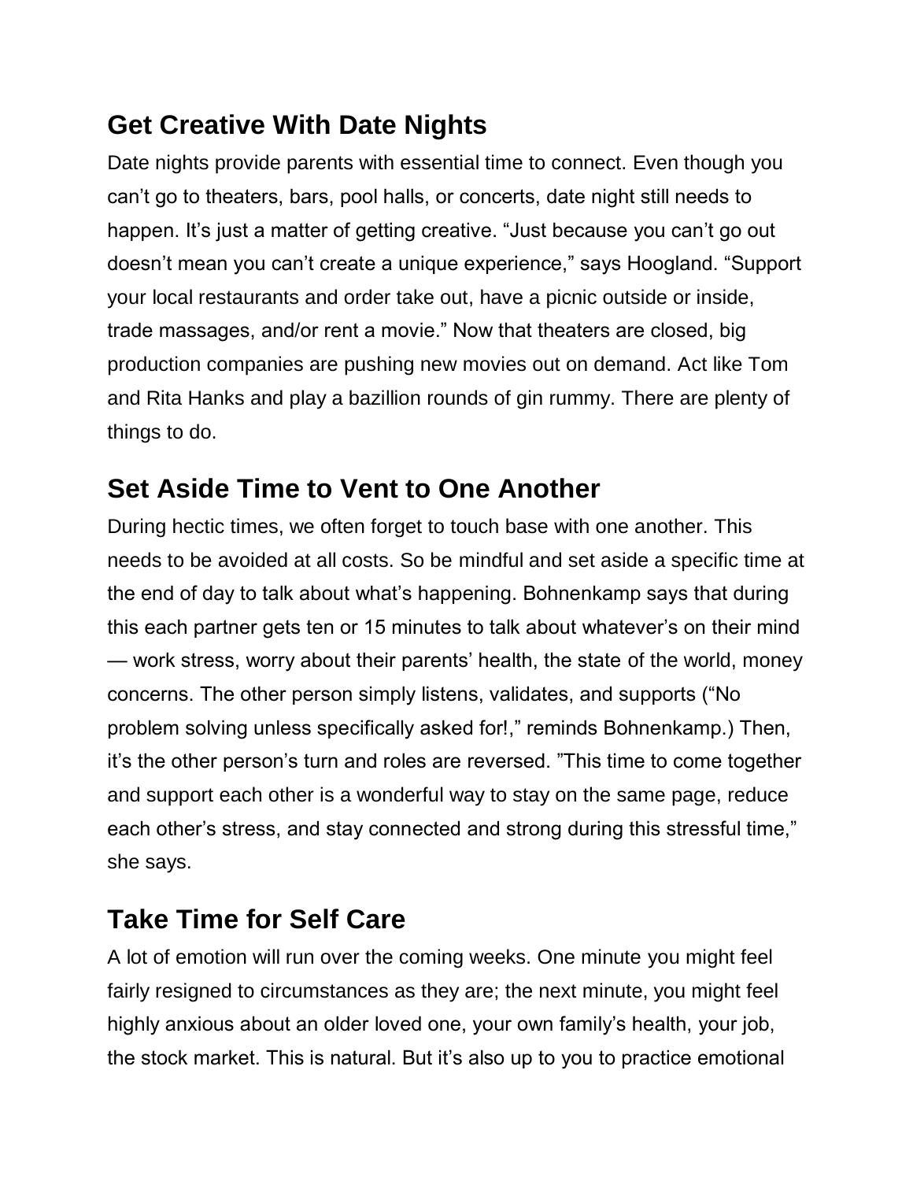## Get Creative With Date Nights

Date nights provide parents with essential time to connect. Even though you can't go to theaters, bars, pool halls, or concerts, date night still needs to happen. It's just a matter of getting creative. "Just because you can't go out doesn't mean you can't create a unique experience," says Hoogland. "Support your local restaurants and order take out, have a picnic outside or inside, trade massages, and/or rent a movie." Now that theaters are closed, big production companies are pushing new movies out on demand. Act like Tom and Rita Hanks and play a bazillion rounds of gin rummy. There are plenty of things to do.

## Set Aside Time to Vent to One Another

During hectic times, we often forget to touch base with one another. This needs to be avoided at all costs. So be mindful and set aside a specific time at the end of day to talk about what's happening. Bohnenkamp says that during this each partner gets ten or 15 minutes to talk about whatever's on their mind — work stress, worry about their parents' health, the state of the world, money concerns. The other person simply listens, validates, and supports ("No problem solving unless specifically asked for!," reminds Bohnenkamp.) Then, it's the other person's turn and roles are reversed. "This time to come together and support each other is a wonderful way to stay on the same page, reduce each other's stress, and stay connected and strong during this stressful time," she says.

## Take Time for Self Care

A lot of emotion will run over the coming weeks. One minute you might feel fairly resigned to circumstances as they are; the next minute, you might feel highly anxious about an older loved one, your own family's health, your job, the stock market. This is natural. But it's also up to you to practice emotional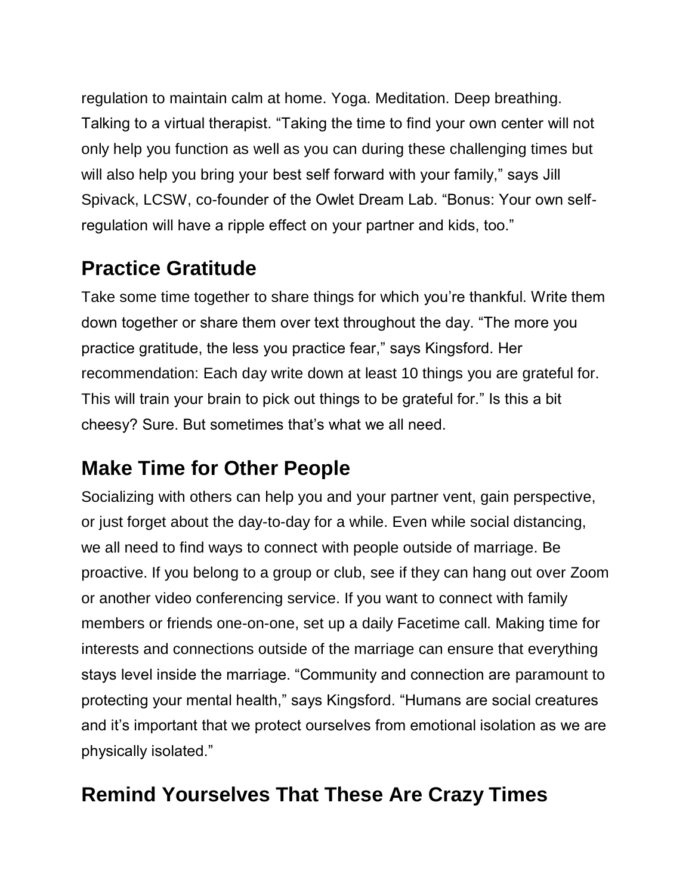regulation to maintain calm at home. Yoga. Meditation. Deep breathing. Talking to a virtual therapist. “Taking the time to find your own center will not only help you function as well as you can during these challenging times but will also help you bring your best self forward with your family,” says Jill Spivack, LCSW, co-founder of the Owlet Dream Lab. “Bonus: Your own self-regulation will have a ripple effect on your partner and kids, too.”

## Practice Gratitude

Take some time together to share things for which you’re thankful. Write them down together or share them over text throughout the day. “The more you practice gratitude, the less you practice fear,” says Kingsford. Her recommendation: Each day write down at least 10 things you are grateful for. This will train your brain to pick out things to be grateful for.” Is this a bit cheesy? Sure. But sometimes that’s what we all need.

## Make Time for Other People

Socializing with others can help you and your partner vent, gain perspective, or just forget about the day-to-day for a while. Even while social distancing, we all need to find ways to connect with people outside of marriage. Be proactive. If you belong to a group or club, see if they can hang out over Zoom or another video conferencing service. If you want to connect with family members or friends one-on-one, set up a daily Facetime call. Making time for interests and connections outside of the marriage can ensure that everything stays level inside the marriage. “Community and connection are paramount to protecting your mental health,” says Kingsford. “Humans are social creatures and it’s important that we protect ourselves from emotional isolation as we are physically isolated.”

## Remind Yourselves That These Are Crazy Times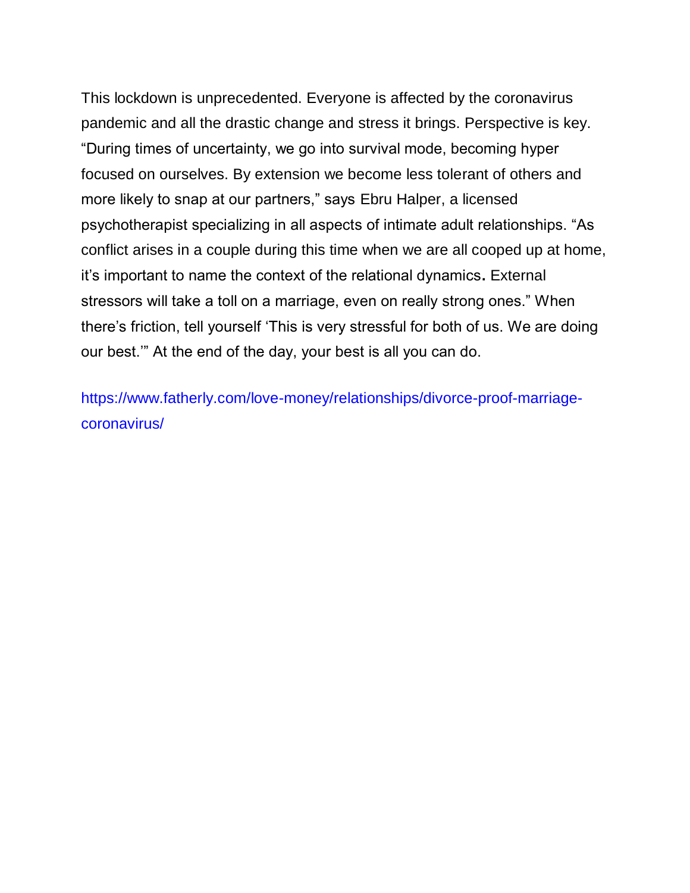This lockdown is unprecedented. Everyone is affected by the coronavirus pandemic and all the drastic change and stress it brings. Perspective is key. “During times of uncertainty, we go into survival mode, becoming hyper focused on ourselves. By extension we become less tolerant of others and more likely to snap at our partners,” says Ebru Halper, a licensed psychotherapist specializing in all aspects of intimate adult relationships. “As conflict arises in a couple during this time when we are all cooped up at home, it’s important to name the context of the relational dynamics**.** External stressors will take a toll on a marriage, even on really strong ones.” When there’s friction, tell yourself ‘This is very stressful for both of us. We are doing our best.’” At the end of the day, your best is all you can do.

https://www.fatherly.com/love-money/relationships/divorce-proof-marriage-coronavirus/